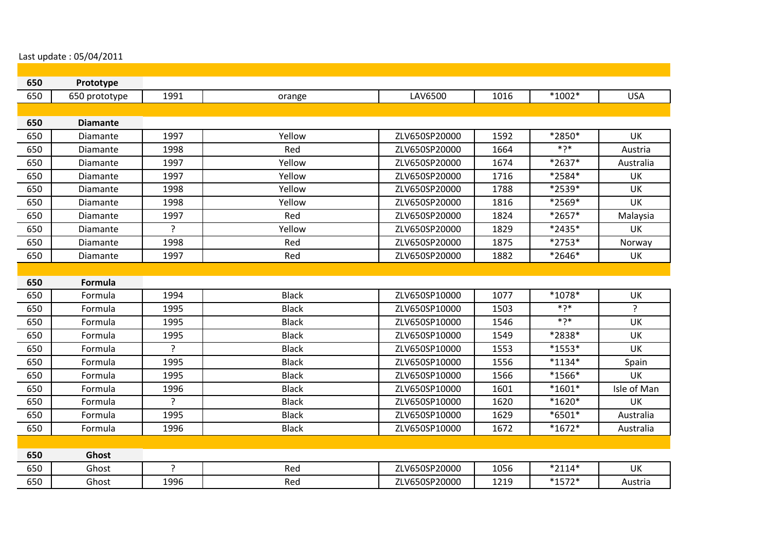Last update : 05/04/2011

| | | | | | | | |
|---|---|---|---|---|---|---|---|
| **650** | **Prototype** | | | | | | |
| 650 | 650 prototype | 1991 | orange | LAV6500 | 1016 | *1002* | USA |
| | | | | | | | |
| **650** | **Diamante** | | | | | | |
| 650 | Diamante | 1997 | Yellow | ZLV650SP20000 | 1592 | *2850* | UK |
| 650 | Diamante | 1998 | Red | ZLV650SP20000 | 1664 | *?* | Austria |
| 650 | Diamante | 1997 | Yellow | ZLV650SP20000 | 1674 | *2637* | Australia |
| 650 | Diamante | 1997 | Yellow | ZLV650SP20000 | 1716 | *2584* | UK |
| 650 | Diamante | 1998 | Yellow | ZLV650SP20000 | 1788 | *2539* | UK |
| 650 | Diamante | 1998 | Yellow | ZLV650SP20000 | 1816 | *2569* | UK |
| 650 | Diamante | 1997 | Red | ZLV650SP20000 | 1824 | *2657* | Malaysia |
| 650 | Diamante | ? | Yellow | ZLV650SP20000 | 1829 | *2435* | UK |
| 650 | Diamante | 1998 | Red | ZLV650SP20000 | 1875 | *2753* | Norway |
| 650 | Diamante | 1997 | Red | ZLV650SP20000 | 1882 | *2646* | UK |
| | | | | | | | |
| **650** | **Formula** | | | | | | |
| 650 | Formula | 1994 | Black | ZLV650SP10000 | 1077 | *1078* | UK |
| 650 | Formula | 1995 | Black | ZLV650SP10000 | 1503 | *?* | ? |
| 650 | Formula | 1995 | Black | ZLV650SP10000 | 1546 | *?* | UK |
| 650 | Formula | 1995 | Black | ZLV650SP10000 | 1549 | *2838* | UK |
| 650 | Formula | ? | Black | ZLV650SP10000 | 1553 | *1553* | UK |
| 650 | Formula | 1995 | Black | ZLV650SP10000 | 1556 | *1134* | Spain |
| 650 | Formula | 1995 | Black | ZLV650SP10000 | 1566 | *1566* | UK |
| 650 | Formula | 1996 | Black | ZLV650SP10000 | 1601 | *1601* | Isle of Man |
| 650 | Formula | ? | Black | ZLV650SP10000 | 1620 | *1620* | UK |
| 650 | Formula | 1995 | Black | ZLV650SP10000 | 1629 | *6501* | Australia |
| 650 | Formula | 1996 | Black | ZLV650SP10000 | 1672 | *1672* | Australia |
| | | | | | | | |
| **650** | **Ghost** | | | | | | |
| 650 | Ghost | ? | Red | ZLV650SP20000 | 1056 | *2114* | UK |
| 650 | Ghost | 1996 | Red | ZLV650SP20000 | 1219 | *1572* | Austria |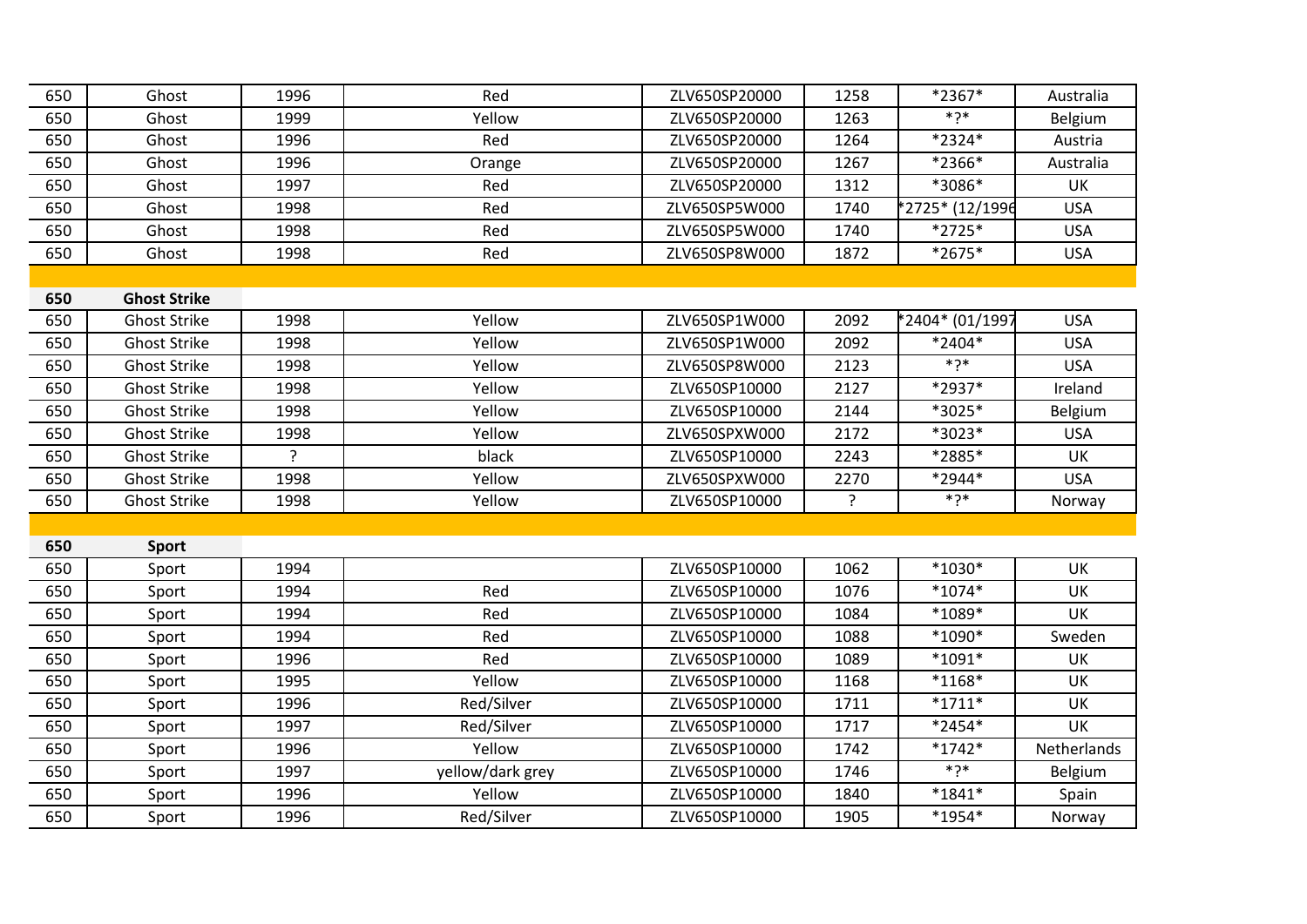| 650 | Ghost | 1996 | Red | ZLV650SP20000 | 1258 | *2367* | Australia |
|---|---|---|---|---|---|---|---|
| 650 | Ghost | 1999 | Yellow | ZLV650SP20000 | 1263 | *?* | Belgium |
| 650 | Ghost | 1996 | Red | ZLV650SP20000 | 1264 | *2324* | Austria |
| 650 | Ghost | 1996 | Orange | ZLV650SP20000 | 1267 | *2366* | Australia |
| 650 | Ghost | 1997 | Red | ZLV650SP20000 | 1312 | *3086* | UK |
| 650 | Ghost | 1998 | Red | ZLV650SP5W000 | 1740 | *2725* (12/1996 | USA |
| 650 | Ghost | 1998 | Red | ZLV650SP5W000 | 1740 | *2725* | USA |
| 650 | Ghost | 1998 | Red | ZLV650SP8W000 | 1872 | *2675* | USA |
| | | | | | | | |
| **650** | **Ghost Strike** | | | | | | |
| 650 | Ghost Strike | 1998 | Yellow | ZLV650SP1W000 | 2092 | *2404* (01/1997 | USA |
| 650 | Ghost Strike | 1998 | Yellow | ZLV650SP1W000 | 2092 | *2404* | USA |
| 650 | Ghost Strike | 1998 | Yellow | ZLV650SP8W000 | 2123 | *?* | USA |
| 650 | Ghost Strike | 1998 | Yellow | ZLV650SP10000 | 2127 | *2937* | Ireland |
| 650 | Ghost Strike | 1998 | Yellow | ZLV650SP10000 | 2144 | *3025* | Belgium |
| 650 | Ghost Strike | 1998 | Yellow | ZLV650SPXW000 | 2172 | *3023* | USA |
| 650 | Ghost Strike | ? | black | ZLV650SP10000 | 2243 | *2885* | UK |
| 650 | Ghost Strike | 1998 | Yellow | ZLV650SPXW000 | 2270 | *2944* | USA |
| 650 | Ghost Strike | 1998 | Yellow | ZLV650SP10000 | ? | *?* | Norway |
| | | | | | | | |
| **650** | **Sport** | | | | | | |
| 650 | Sport | 1994 | | ZLV650SP10000 | 1062 | *1030* | UK |
| 650 | Sport | 1994 | Red | ZLV650SP10000 | 1076 | *1074* | UK |
| 650 | Sport | 1994 | Red | ZLV650SP10000 | 1084 | *1089* | UK |
| 650 | Sport | 1994 | Red | ZLV650SP10000 | 1088 | *1090* | Sweden |
| 650 | Sport | 1996 | Red | ZLV650SP10000 | 1089 | *1091* | UK |
| 650 | Sport | 1995 | Yellow | ZLV650SP10000 | 1168 | *1168* | UK |
| 650 | Sport | 1996 | Red/Silver | ZLV650SP10000 | 1711 | *1711* | UK |
| 650 | Sport | 1997 | Red/Silver | ZLV650SP10000 | 1717 | *2454* | UK |
| 650 | Sport | 1996 | Yellow | ZLV650SP10000 | 1742 | *1742* | Netherlands |
| 650 | Sport | 1997 | yellow/dark grey | ZLV650SP10000 | 1746 | *?* | Belgium |
| 650 | Sport | 1996 | Yellow | ZLV650SP10000 | 1840 | *1841* | Spain |
| 650 | Sport | 1996 | Red/Silver | ZLV650SP10000 | 1905 | *1954* | Norway |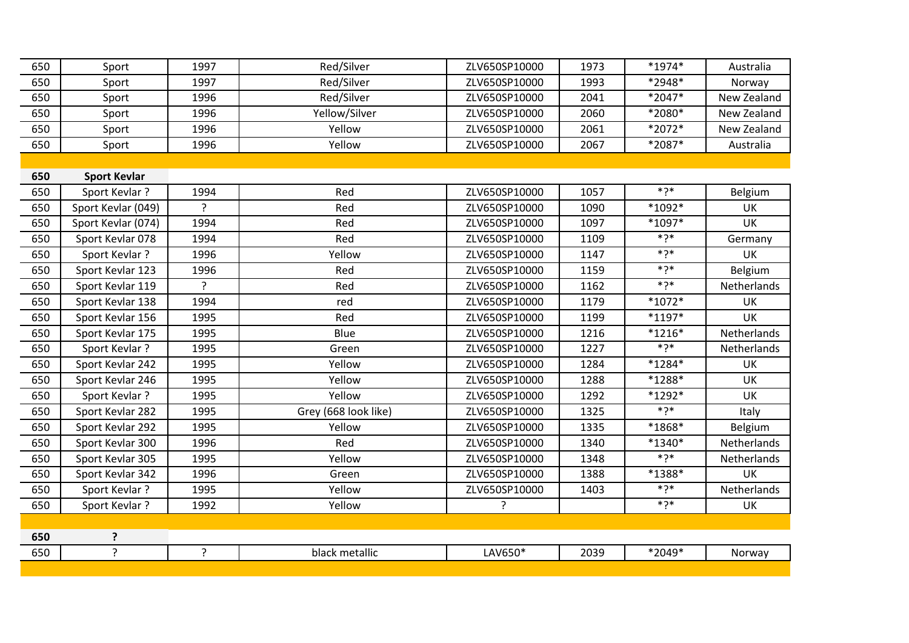| | | | | | | | |
|---|---|---|---|---|---|---|---|
| 650 | Sport | 1997 | Red/Silver | ZLV650SP10000 | 1973 | *1974* | Australia |
| 650 | Sport | 1997 | Red/Silver | ZLV650SP10000 | 1993 | *2948* | Norway |
| 650 | Sport | 1996 | Red/Silver | ZLV650SP10000 | 2041 | *2047* | New Zealand |
| 650 | Sport | 1996 | Yellow/Silver | ZLV650SP10000 | 2060 | *2080* | New Zealand |
| 650 | Sport | 1996 | Yellow | ZLV650SP10000 | 2061 | *2072* | New Zealand |
| 650 | Sport | 1996 | Yellow | ZLV650SP10000 | 2067 | *2087* | Australia |

| **650** | **Sport Kevlar** | | | | | | |
|---|---|---|---|---|---|---|---|
| 650 | Sport Kevlar ? | 1994 | Red | ZLV650SP10000 | 1057 | *?* | Belgium |
| 650 | Sport Kevlar (049) | ? | Red | ZLV650SP10000 | 1090 | *1092* | UK |
| 650 | Sport Kevlar (074) | 1994 | Red | ZLV650SP10000 | 1097 | *1097* | UK |
| 650 | Sport Kevlar 078 | 1994 | Red | ZLV650SP10000 | 1109 | *?* | Germany |
| 650 | Sport Kevlar ? | 1996 | Yellow | ZLV650SP10000 | 1147 | *?* | UK |
| 650 | Sport Kevlar 123 | 1996 | Red | ZLV650SP10000 | 1159 | *?* | Belgium |
| 650 | Sport Kevlar 119 | ? | Red | ZLV650SP10000 | 1162 | *?* | Netherlands |
| 650 | Sport Kevlar 138 | 1994 | red | ZLV650SP10000 | 1179 | *1072* | UK |
| 650 | Sport Kevlar 156 | 1995 | Red | ZLV650SP10000 | 1199 | *1197* | UK |
| 650 | Sport Kevlar 175 | 1995 | Blue | ZLV650SP10000 | 1216 | *1216* | Netherlands |
| 650 | Sport Kevlar ? | 1995 | Green | ZLV650SP10000 | 1227 | *?* | Netherlands |
| 650 | Sport Kevlar 242 | 1995 | Yellow | ZLV650SP10000 | 1284 | *1284* | UK |
| 650 | Sport Kevlar 246 | 1995 | Yellow | ZLV650SP10000 | 1288 | *1288* | UK |
| 650 | Sport Kevlar ? | 1995 | Yellow | ZLV650SP10000 | 1292 | *1292* | UK |
| 650 | Sport Kevlar 282 | 1995 | Grey (668 look like) | ZLV650SP10000 | 1325 | *?* | Italy |
| 650 | Sport Kevlar 292 | 1995 | Yellow | ZLV650SP10000 | 1335 | *1868* | Belgium |
| 650 | Sport Kevlar 300 | 1996 | Red | ZLV650SP10000 | 1340 | *1340* | Netherlands |
| 650 | Sport Kevlar 305 | 1995 | Yellow | ZLV650SP10000 | 1348 | *?* | Netherlands |
| 650 | Sport Kevlar 342 | 1996 | Green | ZLV650SP10000 | 1388 | *1388* | UK |
| 650 | Sport Kevlar ? | 1995 | Yellow | ZLV650SP10000 | 1403 | *?* | Netherlands |
| 650 | Sport Kevlar ? | 1992 | Yellow | ? | | *?* | UK |

| **650** | **?** | | | | | | |
|---|---|---|---|---|---|---|---|
| 650 | ? | ? | black metallic | LAV650* | 2039 | *2049* | Norway |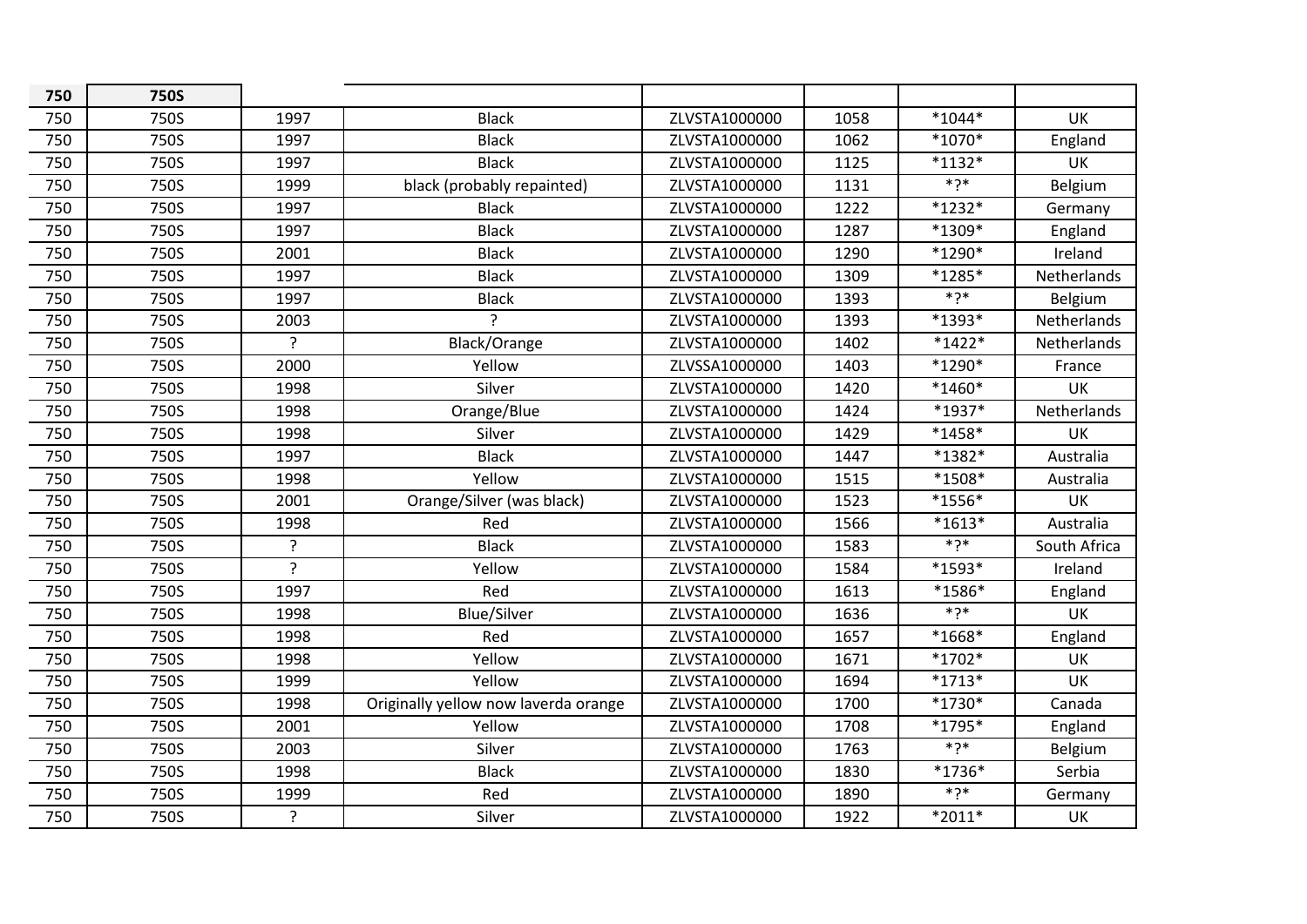| 750 | 750S | | | | | | |
|---|---|---|---|---|---|---|---|
| 750 | 750S | 1997 | Black | ZLVSTA1000000 | 1058 | *1044* | UK |
| 750 | 750S | 1997 | Black | ZLVSTA1000000 | 1062 | *1070* | England |
| 750 | 750S | 1997 | Black | ZLVSTA1000000 | 1125 | *1132* | UK |
| 750 | 750S | 1999 | black (probably repainted) | ZLVSTA1000000 | 1131 | *?* | Belgium |
| 750 | 750S | 1997 | Black | ZLVSTA1000000 | 1222 | *1232* | Germany |
| 750 | 750S | 1997 | Black | ZLVSTA1000000 | 1287 | *1309* | England |
| 750 | 750S | 2001 | Black | ZLVSTA1000000 | 1290 | *1290* | Ireland |
| 750 | 750S | 1997 | Black | ZLVSTA1000000 | 1309 | *1285* | Netherlands |
| 750 | 750S | 1997 | Black | ZLVSTA1000000 | 1393 | *?* | Belgium |
| 750 | 750S | 2003 | ? | ZLVSTA1000000 | 1393 | *1393* | Netherlands |
| 750 | 750S | ? | Black/Orange | ZLVSTA1000000 | 1402 | *1422* | Netherlands |
| 750 | 750S | 2000 | Yellow | ZLVSSA1000000 | 1403 | *1290* | France |
| 750 | 750S | 1998 | Silver | ZLVSTA1000000 | 1420 | *1460* | UK |
| 750 | 750S | 1998 | Orange/Blue | ZLVSTA1000000 | 1424 | *1937* | Netherlands |
| 750 | 750S | 1998 | Silver | ZLVSTA1000000 | 1429 | *1458* | UK |
| 750 | 750S | 1997 | Black | ZLVSTA1000000 | 1447 | *1382* | Australia |
| 750 | 750S | 1998 | Yellow | ZLVSTA1000000 | 1515 | *1508* | Australia |
| 750 | 750S | 2001 | Orange/Silver (was black) | ZLVSTA1000000 | 1523 | *1556* | UK |
| 750 | 750S | 1998 | Red | ZLVSTA1000000 | 1566 | *1613* | Australia |
| 750 | 750S | ? | Black | ZLVSTA1000000 | 1583 | *?* | South Africa |
| 750 | 750S | ? | Yellow | ZLVSTA1000000 | 1584 | *1593* | Ireland |
| 750 | 750S | 1997 | Red | ZLVSTA1000000 | 1613 | *1586* | England |
| 750 | 750S | 1998 | Blue/Silver | ZLVSTA1000000 | 1636 | *?* | UK |
| 750 | 750S | 1998 | Red | ZLVSTA1000000 | 1657 | *1668* | England |
| 750 | 750S | 1998 | Yellow | ZLVSTA1000000 | 1671 | *1702* | UK |
| 750 | 750S | 1999 | Yellow | ZLVSTA1000000 | 1694 | *1713* | UK |
| 750 | 750S | 1998 | Originally yellow now laverda orange | ZLVSTA1000000 | 1700 | *1730* | Canada |
| 750 | 750S | 2001 | Yellow | ZLVSTA1000000 | 1708 | *1795* | England |
| 750 | 750S | 2003 | Silver | ZLVSTA1000000 | 1763 | *?* | Belgium |
| 750 | 750S | 1998 | Black | ZLVSTA1000000 | 1830 | *1736* | Serbia |
| 750 | 750S | 1999 | Red | ZLVSTA1000000 | 1890 | *?* | Germany |
| 750 | 750S | ? | Silver | ZLVSTA1000000 | 1922 | *2011* | UK |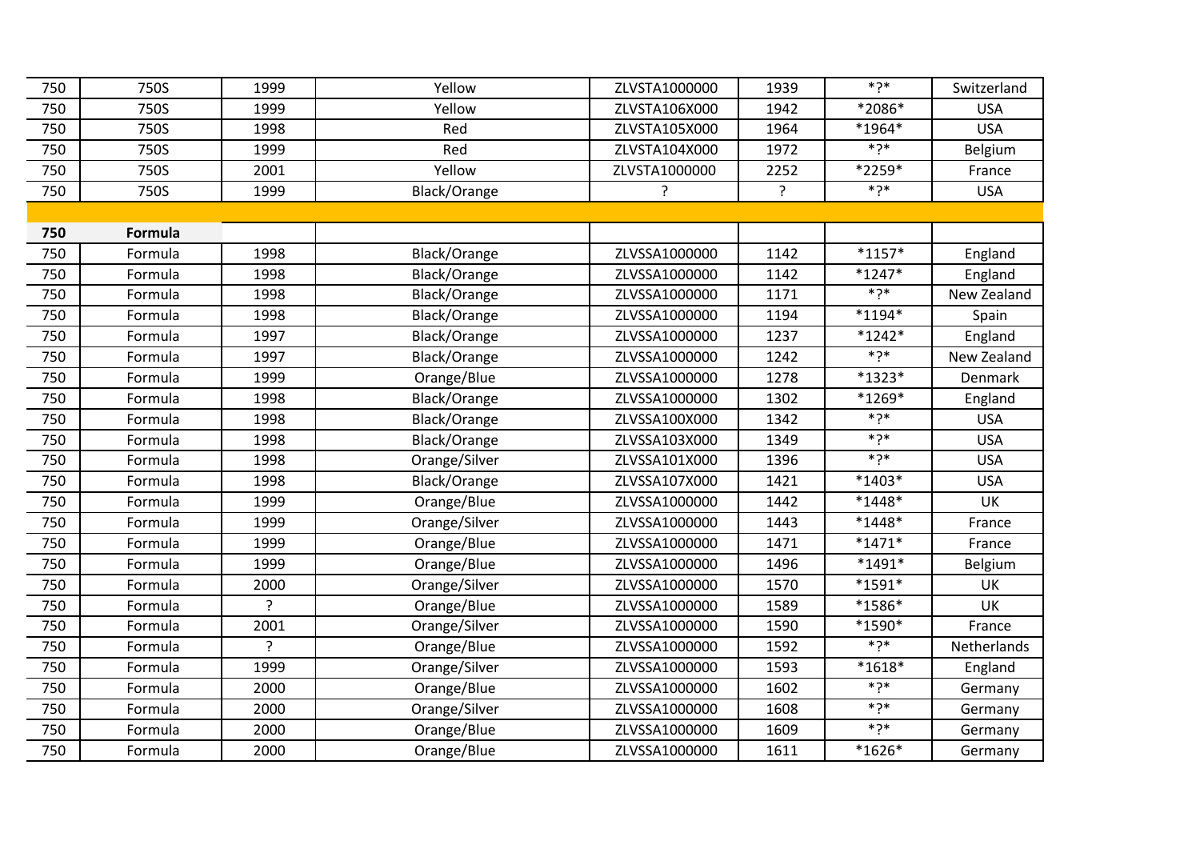| 750 | 750S | 1999 | Yellow | ZLVSTA1000000 | 1939 | *?* | Switzerland |
|---|---|---|---|---|---|---|---|
| 750 | 750S | 1999 | Yellow | ZLVSTA106X000 | 1942 | *2086* | USA |
| 750 | 750S | 1998 | Red | ZLVSTA105X000 | 1964 | *1964* | USA |
| 750 | 750S | 1999 | Red | ZLVSTA104X000 | 1972 | *?* | Belgium |
| 750 | 750S | 2001 | Yellow | ZLVSTA1000000 | 2252 | *2259* | France |
| 750 | 750S | 1999 | Black/Orange | ? | ? | *?* | USA |
| | | | | | | | |
| **750** | **Formula** | | | | | | |
| 750 | Formula | 1998 | Black/Orange | ZLVSSA1000000 | 1142 | *1157* | England |
| 750 | Formula | 1998 | Black/Orange | ZLVSSA1000000 | 1142 | *1247* | England |
| 750 | Formula | 1998 | Black/Orange | ZLVSSA1000000 | 1171 | *?* | New Zealand |
| 750 | Formula | 1998 | Black/Orange | ZLVSSA1000000 | 1194 | *1194* | Spain |
| 750 | Formula | 1997 | Black/Orange | ZLVSSA1000000 | 1237 | *1242* | England |
| 750 | Formula | 1997 | Black/Orange | ZLVSSA1000000 | 1242 | *?* | New Zealand |
| 750 | Formula | 1999 | Orange/Blue | ZLVSSA1000000 | 1278 | *1323* | Denmark |
| 750 | Formula | 1998 | Black/Orange | ZLVSSA1000000 | 1302 | *1269* | England |
| 750 | Formula | 1998 | Black/Orange | ZLVSSA100X000 | 1342 | *?* | USA |
| 750 | Formula | 1998 | Black/Orange | ZLVSSA103X000 | 1349 | *?* | USA |
| 750 | Formula | 1998 | Orange/Silver | ZLVSSA101X000 | 1396 | *?* | USA |
| 750 | Formula | 1998 | Black/Orange | ZLVSSA107X000 | 1421 | *1403* | USA |
| 750 | Formula | 1999 | Orange/Blue | ZLVSSA1000000 | 1442 | *1448* | UK |
| 750 | Formula | 1999 | Orange/Silver | ZLVSSA1000000 | 1443 | *1448* | France |
| 750 | Formula | 1999 | Orange/Blue | ZLVSSA1000000 | 1471 | *1471* | France |
| 750 | Formula | 1999 | Orange/Blue | ZLVSSA1000000 | 1496 | *1491* | Belgium |
| 750 | Formula | 2000 | Orange/Silver | ZLVSSA1000000 | 1570 | *1591* | UK |
| 750 | Formula | ? | Orange/Blue | ZLVSSA1000000 | 1589 | *1586* | UK |
| 750 | Formula | 2001 | Orange/Silver | ZLVSSA1000000 | 1590 | *1590* | France |
| 750 | Formula | ? | Orange/Blue | ZLVSSA1000000 | 1592 | *?* | Netherlands |
| 750 | Formula | 1999 | Orange/Silver | ZLVSSA1000000 | 1593 | *1618* | England |
| 750 | Formula | 2000 | Orange/Blue | ZLVSSA1000000 | 1602 | *?* | Germany |
| 750 | Formula | 2000 | Orange/Silver | ZLVSSA1000000 | 1608 | *?* | Germany |
| 750 | Formula | 2000 | Orange/Blue | ZLVSSA1000000 | 1609 | *?* | Germany |
| 750 | Formula | 2000 | Orange/Blue | ZLVSSA1000000 | 1611 | *1626* | Germany |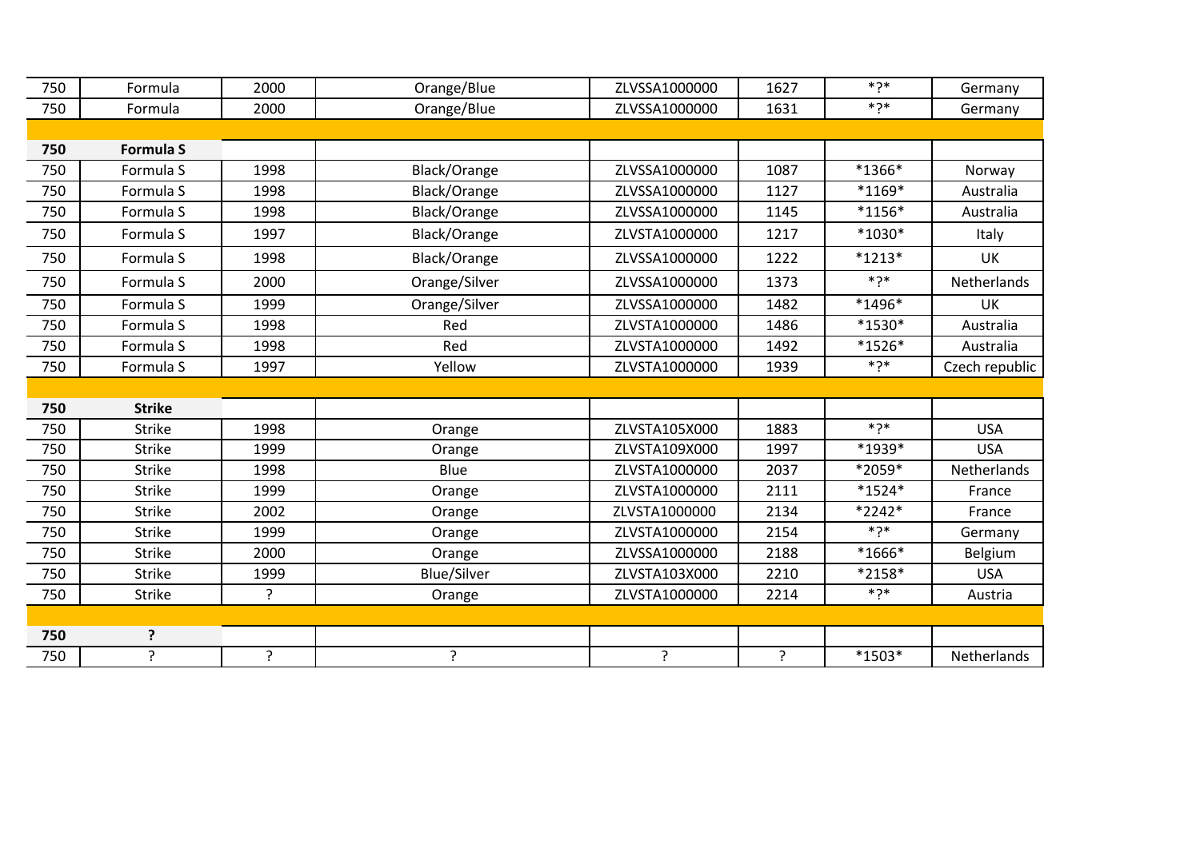| | | | | | | | |
|---|---|---|---|---|---|---|---|
| 750 | Formula | 2000 | Orange/Blue | ZLVSSA1000000 | 1627 | *?* | Germany |
| 750 | Formula | 2000 | Orange/Blue | ZLVSSA1000000 | 1631 | *?* | Germany |
| | | | | | | | |
| **750** | **Formula S** | | | | | | |
| 750 | Formula S | 1998 | Black/Orange | ZLVSSA1000000 | 1087 | *1366* | Norway |
| 750 | Formula S | 1998 | Black/Orange | ZLVSSA1000000 | 1127 | *1169* | Australia |
| 750 | Formula S | 1998 | Black/Orange | ZLVSSA1000000 | 1145 | *1156* | Australia |
| 750 | Formula S | 1997 | Black/Orange | ZLVSTA1000000 | 1217 | *1030* | Italy |
| 750 | Formula S | 1998 | Black/Orange | ZLVSSA1000000 | 1222 | *1213* | UK |
| 750 | Formula S | 2000 | Orange/Silver | ZLVSSA1000000 | 1373 | *?* | Netherlands |
| 750 | Formula S | 1999 | Orange/Silver | ZLVSSA1000000 | 1482 | *1496* | UK |
| 750 | Formula S | 1998 | Red | ZLVSTA1000000 | 1486 | *1530* | Australia |
| 750 | Formula S | 1998 | Red | ZLVSTA1000000 | 1492 | *1526* | Australia |
| 750 | Formula S | 1997 | Yellow | ZLVSTA1000000 | 1939 | *?* | Czech republic |
| | | | | | | | |
| **750** | **Strike** | | | | | | |
| 750 | Strike | 1998 | Orange | ZLVSTA105X000 | 1883 | *?* | USA |
| 750 | Strike | 1999 | Orange | ZLVSTA109X000 | 1997 | *1939* | USA |
| 750 | Strike | 1998 | Blue | ZLVSTA1000000 | 2037 | *2059* | Netherlands |
| 750 | Strike | 1999 | Orange | ZLVSTA1000000 | 2111 | *1524* | France |
| 750 | Strike | 2002 | Orange | ZLVSTA1000000 | 2134 | *2242* | France |
| 750 | Strike | 1999 | Orange | ZLVSTA1000000 | 2154 | *?* | Germany |
| 750 | Strike | 2000 | Orange | ZLVSSA1000000 | 2188 | *1666* | Belgium |
| 750 | Strike | 1999 | Blue/Silver | ZLVSTA103X000 | 2210 | *2158* | USA |
| 750 | Strike | ? | Orange | ZLVSTA1000000 | 2214 | *?* | Austria |
| | | | | | | | |
| **750** | **?** | | | | | | |
| 750 | ? | ? | ? | ? | ? | *1503* | Netherlands |